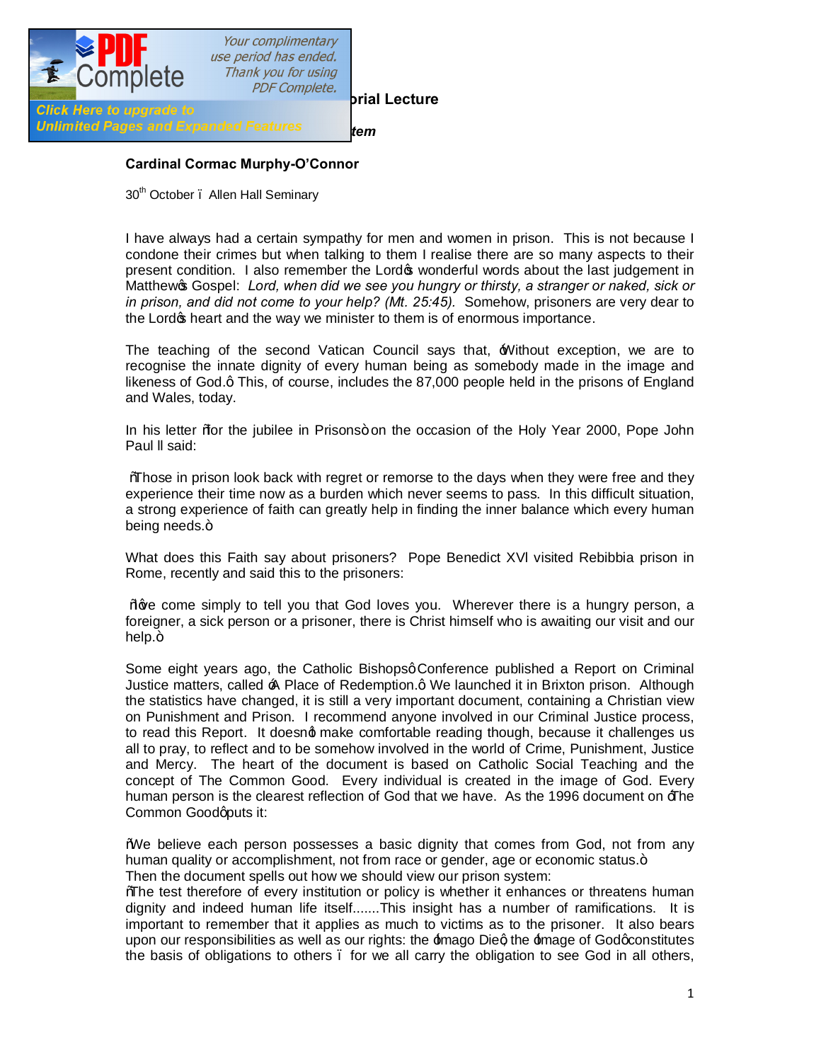**rial Lecture**

***tem***

**Cardinal Cormac Murphy-O'Connor**

30th October – Allen Hall Seminary

I have always had a certain sympathy for men and women in prison. This is not because I condone their crimes but when talking to them I realise there are so many aspects to their present condition. I also remember the Lord's wonderful words about the last judgement in Matthew's Gospel: *Lord, when did we see you hungry or thirsty, a stranger or naked, sick or in prison, and did not come to your help? (Mt. 25:45).* Somehow, prisoners are very dear to the Lord's heart and the way we minister to them is of enormous importance.

The teaching of the second Vatican Council says that, 'Without exception, we are to recognise the innate dignity of every human being as somebody made in the image and likeness of God.' This, of course, includes the 87,000 people held in the prisons of England and Wales, today.

In his letter "for the jubilee in Prisons" on the occasion of the Holy Year 2000, Pope John Paul II said:

"Those in prison look back with regret or remorse to the days when they were free and they experience their time now as a burden which never seems to pass. In this difficult situation, a strong experience of faith can greatly help in finding the inner balance which every human being needs."

What does this Faith say about prisoners? Pope Benedict XVI visited Rebibbia prison in Rome, recently and said this to the prisoners:

"…we come simply to tell you that God loves you. Wherever there is a hungry person, a foreigner, a sick person or a prisoner, there is Christ himself who is awaiting our visit and our help."

Some eight years ago, the Catholic Bishops' Conference published a Report on Criminal Justice matters, called 'A Place of Redemption.' We launched it in Brixton prison. Although the statistics have changed, it is still a very important document, containing a Christian view on Punishment and Prison. I recommend anyone involved in our Criminal Justice process, to read this Report. It doesn't make comfortable reading though, because it challenges us all to pray, to reflect and to be somehow involved in the world of Crime, Punishment, Justice and Mercy. The heart of the document is based on Catholic Social Teaching and the concept of The Common Good. Every individual is created in the image of God. Every human person is the clearest reflection of God that we have. As the 1996 document on 'The Common Good' puts it:

"We believe each person possesses a basic dignity that comes from God, not from any human quality or accomplishment, not from race or gender, age or economic status."
Then the document spells out how we should view our prison system:
"The test therefore of every institution or policy is whether it enhances or threatens human dignity and indeed human life itself.......This insight has a number of ramifications. It is important to remember that it applies as much to victims as to the prisoner. It also bears upon our responsibilities as well as our rights: the 'Imago Dei', the 'Image of God' constitutes the basis of obligations to others – for we all carry the obligation to see God in all others,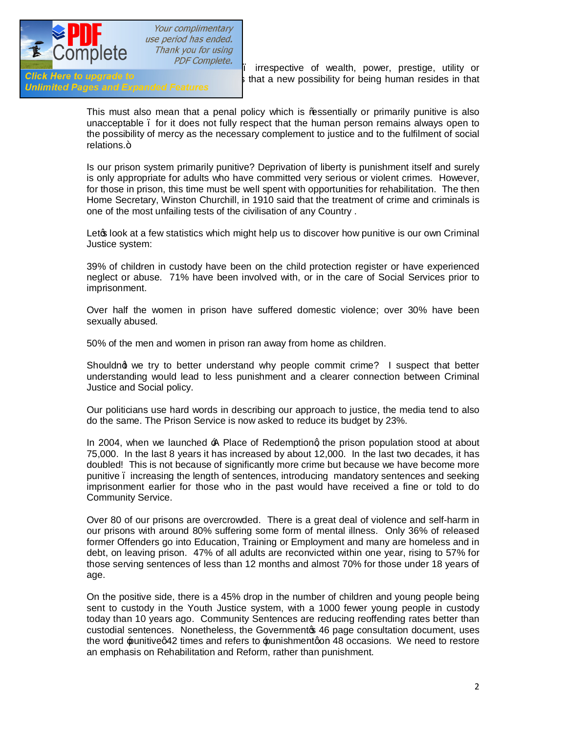– irrespective of wealth, power, prestige, utility or … that a new possibility for being human resides in that

This must also mean that a penal policy which is "essentially or primarily punitive is also unacceptable – for it does not fully respect that the human person remains always open to the possibility of mercy as the necessary complement to justice and to the fulfilment of social relations."

Is our prison system primarily punitive? Deprivation of liberty is punishment itself and surely is only appropriate for adults who have committed very serious or violent crimes. However, for those in prison, this time must be well spent with opportunities for rehabilitation. The then Home Secretary, Winston Churchill, in 1910 said that the treatment of crime and criminals is one of the most unfailing tests of the civilisation of any Country .

Let's look at a few statistics which might help us to discover how punitive is our own Criminal Justice system:

39% of children in custody have been on the child protection register or have experienced neglect or abuse. 71% have been involved with, or in the care of Social Services prior to imprisonment.

Over half the women in prison have suffered domestic violence; over 30% have been sexually abused.

50% of the men and women in prison ran away from home as children.

Shouldn't we try to better understand why people commit crime? I suspect that better understanding would lead to less punishment and a clearer connection between Criminal Justice and Social policy.

Our politicians use hard words in describing our approach to justice, the media tend to also do the same. The Prison Service is now asked to reduce its budget by 23%.

In 2004, when we launched 'A Place of Redemption', the prison population stood at about 75,000. In the last 8 years it has increased by about 12,000. In the last two decades, it has doubled! This is not because of significantly more crime but because we have become more punitive – increasing the length of sentences, introducing mandatory sentences and seeking imprisonment earlier for those who in the past would have received a fine or told to do Community Service.

Over 80 of our prisons are overcrowded. There is a great deal of violence and self-harm in our prisons with around 80% suffering some form of mental illness. Only 36% of released former Offenders go into Education, Training or Employment and many are homeless and in debt, on leaving prison. 47% of all adults are reconvicted within one year, rising to 57% for those serving sentences of less than 12 months and almost 70% for those under 18 years of age.

On the positive side, there is a 45% drop in the number of children and young people being sent to custody in the Youth Justice system, with a 1000 fewer young people in custody today than 10 years ago. Community Sentences are reducing reoffending rates better than custodial sentences. Nonetheless, the Government's 46 page consultation document, uses the word 'punitive' 42 times and refers to 'punishment' on 48 occasions. We need to restore an emphasis on Rehabilitation and Reform, rather than punishment.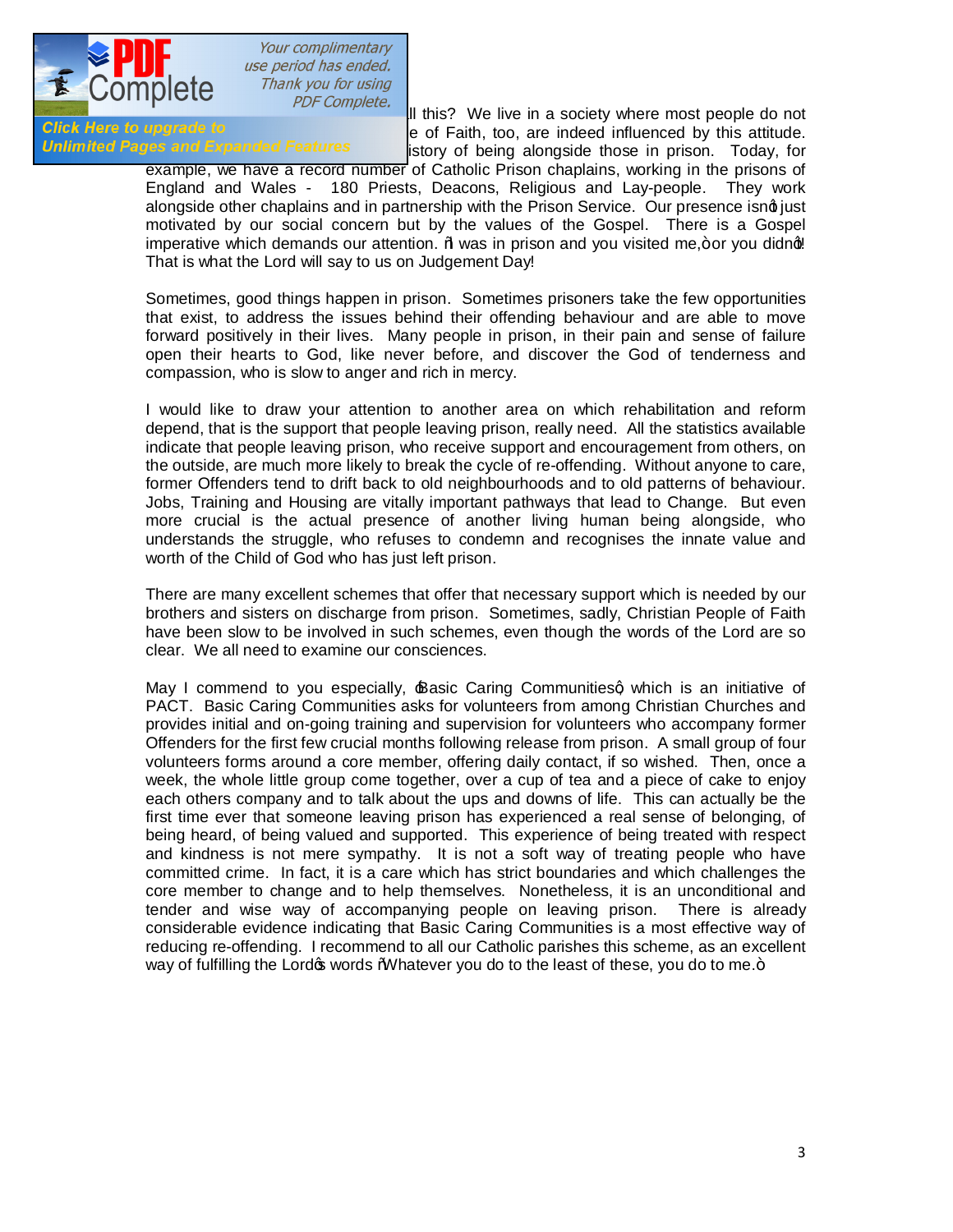ll this? We live in a society where most people do not e of Faith, too, are indeed influenced by this attitude. istory of being alongside those in prison. Today, for example, we have a record number of Catholic Prison chaplains, working in the prisons of England and Wales - 180 Priests, Deacons, Religious and Lay-people. They work alongside other chaplains and in partnership with the Prison Service. Our presence isn't just motivated by our social concern but by the values of the Gospel. There is a Gospel imperative which demands our attention. "I was in prison and you visited me," or you didn't! That is what the Lord will say to us on Judgement Day!

Sometimes, good things happen in prison. Sometimes prisoners take the few opportunities that exist, to address the issues behind their offending behaviour and are able to move forward positively in their lives. Many people in prison, in their pain and sense of failure open their hearts to God, like never before, and discover the God of tenderness and compassion, who is slow to anger and rich in mercy.

I would like to draw your attention to another area on which rehabilitation and reform depend, that is the support that people leaving prison, really need. All the statistics available indicate that people leaving prison, who receive support and encouragement from others, on the outside, are much more likely to break the cycle of re-offending. Without anyone to care, former Offenders tend to drift back to old neighbourhoods and to old patterns of behaviour. Jobs, Training and Housing are vitally important pathways that lead to Change. But even more crucial is the actual presence of another living human being alongside, who understands the struggle, who refuses to condemn and recognises the innate value and worth of the Child of God who has just left prison.

There are many excellent schemes that offer that necessary support which is needed by our brothers and sisters on discharge from prison. Sometimes, sadly, Christian People of Faith have been slow to be involved in such schemes, even though the words of the Lord are so clear. We all need to examine our consciences.

May I commend to you especially, 'Basic Caring Communities', which is an initiative of PACT. Basic Caring Communities asks for volunteers from among Christian Churches and provides initial and on-going training and supervision for volunteers who accompany former Offenders for the first few crucial months following release from prison. A small group of four volunteers forms around a core member, offering daily contact, if so wished. Then, once a week, the whole little group come together, over a cup of tea and a piece of cake to enjoy each others company and to talk about the ups and downs of life. This can actually be the first time ever that someone leaving prison has experienced a real sense of belonging, of being heard, of being valued and supported. This experience of being treated with respect and kindness is not mere sympathy. It is not a soft way of treating people who have committed crime. In fact, it is a care which has strict boundaries and which challenges the core member to change and to help themselves. Nonetheless, it is an unconditional and tender and wise way of accompanying people on leaving prison. There is already considerable evidence indicating that Basic Caring Communities is a most effective way of reducing re-offending. I recommend to all our Catholic parishes this scheme, as an excellent way of fulfilling the Lord's words "Whatever you do to the least of these, you do to me."